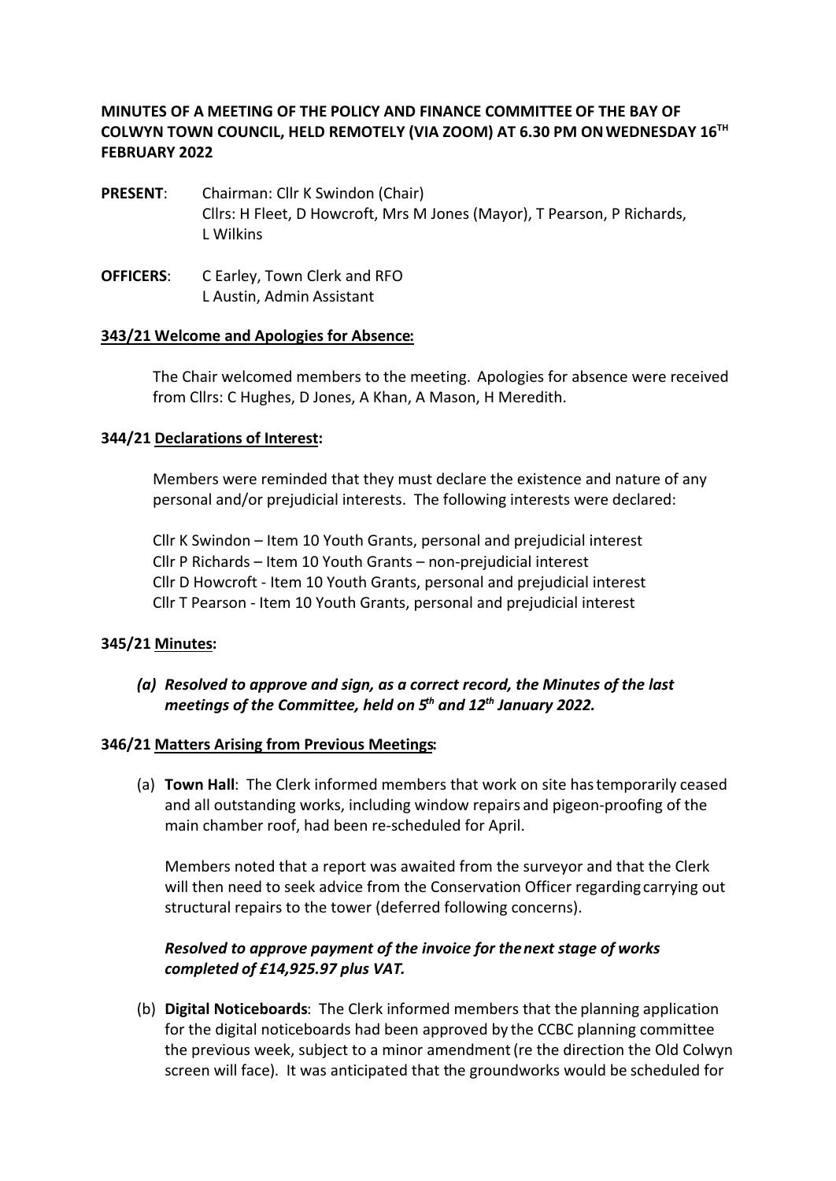**MINUTES OF A MEETING OF THE POLICY AND FINANCE COMMITTEE OF THE BAY OF COLWYN TOWN COUNCIL, HELD REMOTELY (VIA ZOOM) AT 6.30 PM ON WEDNESDAY 16TH FEBRUARY 2022**

**PRESENT**: Chairman: Cllr K Swindon (Chair)
Cllrs: H Fleet, D Howcroft, Mrs M Jones (Mayor), T Pearson, P Richards, L Wilkins

**OFFICERS**: C Earley, Town Clerk and RFO
L Austin, Admin Assistant

**343/21 Welcome and Apologies for Absence:**

The Chair welcomed members to the meeting. Apologies for absence were received from Cllrs: C Hughes, D Jones, A Khan, A Mason, H Meredith.

**344/21 Declarations of Interest:**

Members were reminded that they must declare the existence and nature of any personal and/or prejudicial interests. The following interests were declared:

Cllr K Swindon – Item 10 Youth Grants, personal and prejudicial interest
Cllr P Richards – Item 10 Youth Grants – non-prejudicial interest
Cllr D Howcroft - Item 10 Youth Grants, personal and prejudicial interest
Cllr T Pearson - Item 10 Youth Grants, personal and prejudicial interest

**345/21 Minutes:**

*(a)* ***Resolved to approve and sign, as a correct record, the Minutes of the last meetings of the Committee, held on 5th and 12th January 2022.***

**346/21 Matters Arising from Previous Meetings:**

(a) **Town Hall**: The Clerk informed members that work on site has temporarily ceased and all outstanding works, including window repairs and pigeon-proofing of the main chamber roof, had been re-scheduled for April.

Members noted that a report was awaited from the surveyor and that the Clerk will then need to seek advice from the Conservation Officer regarding carrying out structural repairs to the tower (deferred following concerns).

***Resolved to approve payment of the invoice for the next stage of works completed of £14,925.97 plus VAT.***

(b) **Digital Noticeboards**: The Clerk informed members that the planning application for the digital noticeboards had been approved by the CCBC planning committee the previous week, subject to a minor amendment (re the direction the Old Colwyn screen will face). It was anticipated that the groundworks would be scheduled for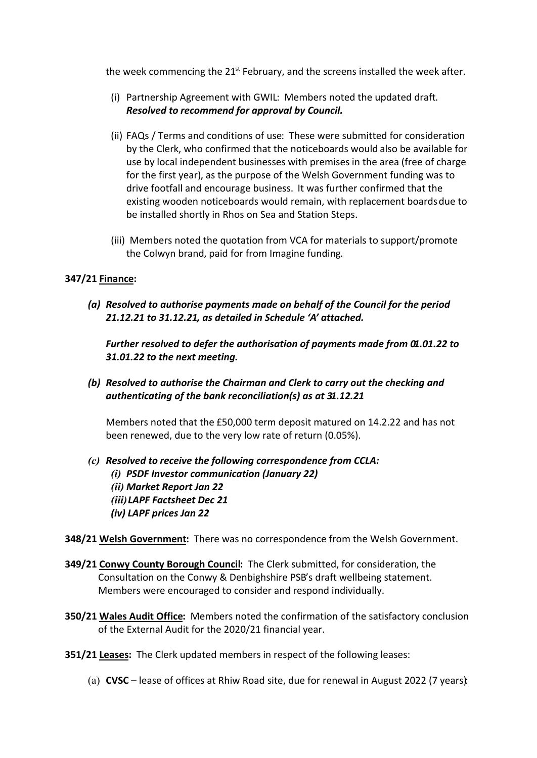the week commencing the 21st February, and the screens installed the week after.

(i) Partnership Agreement with GWIL: Members noted the updated draft. ***Resolved to recommend for approval by Council.***

(ii) FAQs / Terms and conditions of use: These were submitted for consideration by the Clerk, who confirmed that the noticeboards would also be available for use by local independent businesses with premises in the area (free of charge for the first year), as the purpose of the Welsh Government funding was to drive footfall and encourage business. It was further confirmed that the existing wooden noticeboards would remain, with replacement boards due to be installed shortly in Rhos on Sea and Station Steps.

(iii) Members noted the quotation from VCA for materials to support/promote the Colwyn brand, paid for from Imagine funding.

**347/21 <u>Finance</u>:**

***(a) Resolved to authorise payments made on behalf of the Council for the period 21.12.21 to 31.12.21, as detailed in Schedule 'A' attached.***

***Further resolved to defer the authorisation of payments made from 01.01.22 to 31.01.22 to the next meeting.***

***(b) Resolved to authorise the Chairman and Clerk to carry out the checking and authenticating of the bank reconciliation(s) as at 31.12.21***

Members noted that the £50,000 term deposit matured on 14.2.22 and has not been renewed, due to the very low rate of return (0.05%).

***(c) Resolved to receive the following correspondence from CCLA:***
***(i) PSDF Investor communication (January 22)***
***(ii) Market Report Jan 22***
***(iii) LAPF Factsheet Dec 21***
***(iv) LAPF prices Jan 22***

**348/21 <u>Welsh Government</u>:** There was no correspondence from the Welsh Government.

**349/21 <u>Conwy County Borough Council</u>:** The Clerk submitted, for consideration, the Consultation on the Conwy & Denbighshire PSB's draft wellbeing statement. Members were encouraged to consider and respond individually.

**350/21 <u>Wales Audit Office</u>:** Members noted the confirmation of the satisfactory conclusion of the External Audit for the 2020/21 financial year.

**351/21 <u>Leases</u>:** The Clerk updated members in respect of the following leases:

(a) **CVSC** – lease of offices at Rhiw Road site, due for renewal in August 2022 (7 years):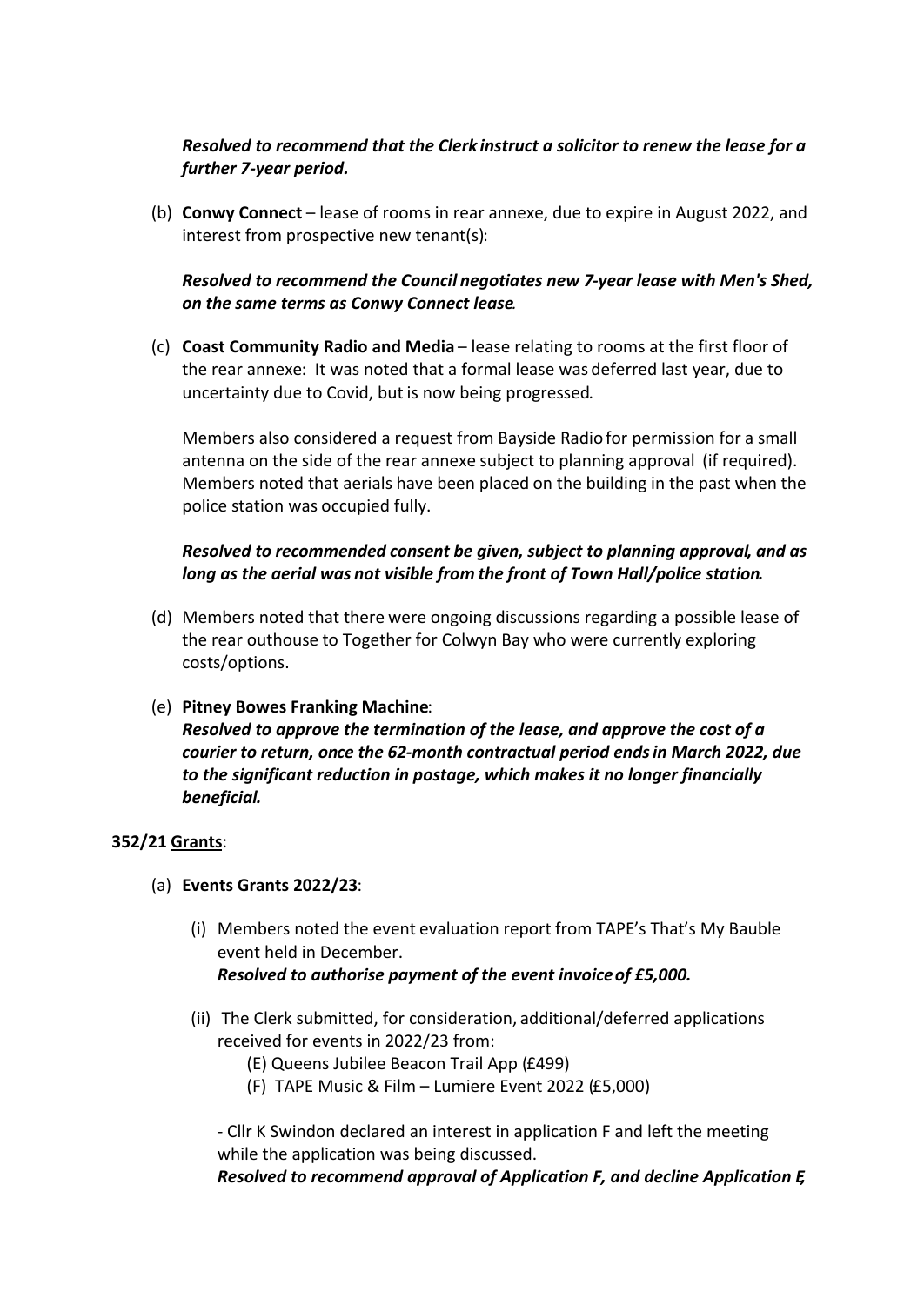***Resolved to recommend that the Clerk instruct a solicitor to renew the lease for a further 7-year period.***

(b) **Conwy Connect** – lease of rooms in rear annexe, due to expire in August 2022, and interest from prospective new tenant(s):

***Resolved to recommend the Council negotiates new 7-year lease with Men's Shed, on the same terms as Conwy Connect lease.***

(c) **Coast Community Radio and Media** – lease relating to rooms at the first floor of the rear annexe: It was noted that a formal lease was deferred last year, due to uncertainty due to Covid, but is now being progressed.

Members also considered a request from Bayside Radio for permission for a small antenna on the side of the rear annexe subject to planning approval (if required). Members noted that aerials have been placed on the building in the past when the police station was occupied fully.

***Resolved to recommended consent be given, subject to planning approval, and as long as the aerial was not visible from the front of Town Hall/police station.***

(d) Members noted that there were ongoing discussions regarding a possible lease of the rear outhouse to Together for Colwyn Bay who were currently exploring costs/options.

(e) **Pitney Bowes Franking Machine**:
***Resolved to approve the termination of the lease, and approve the cost of a courier to return, once the 62-month contractual period ends in March 2022, due to the significant reduction in postage, which makes it no longer financially beneficial.***

**352/21 Grants**:

(a) **Events Grants 2022/23**:

(i) Members noted the event evaluation report from TAPE's That's My Bauble event held in December.
***Resolved to authorise payment of the event invoice of £5,000.***

(ii) The Clerk submitted, for consideration, additional/deferred applications received for events in 2022/23 from:
(E) Queens Jubilee Beacon Trail App (£499)
(F) TAPE Music & Film – Lumiere Event 2022 (£5,000)

- Cllr K Swindon declared an interest in application F and left the meeting while the application was being discussed.
***Resolved to recommend approval of Application F, and decline Application E,***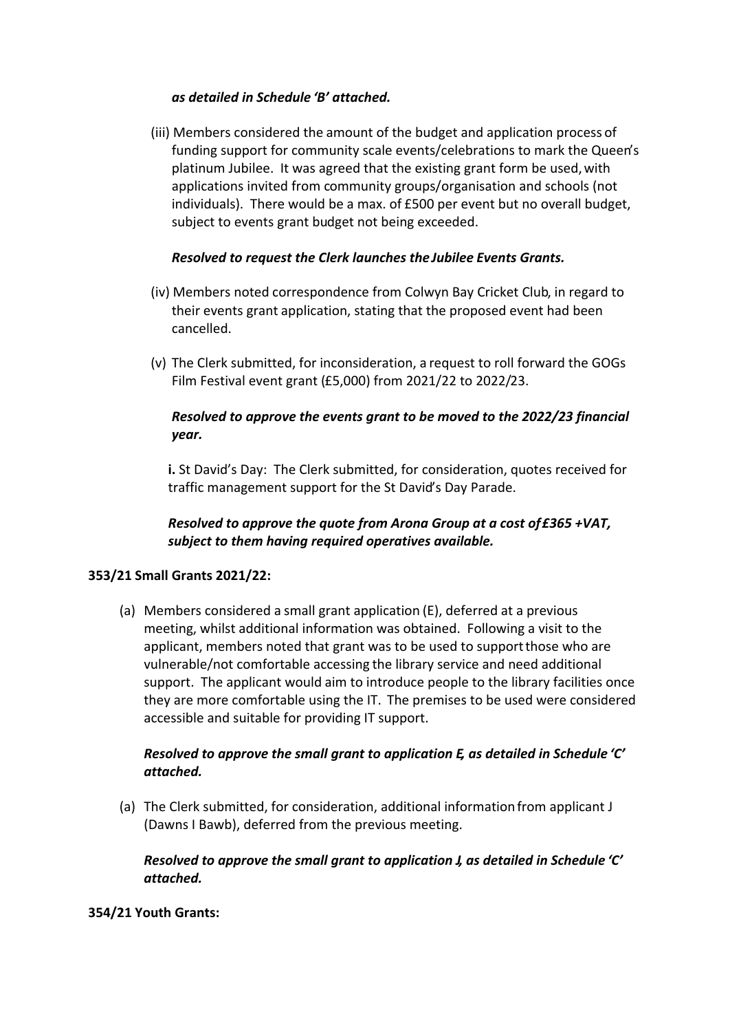*as detailed in Schedule 'B' attached.*

(iii) Members considered the amount of the budget and application process of funding support for community scale events/celebrations to mark the Queen's platinum Jubilee. It was agreed that the existing grant form be used, with applications invited from community groups/organisation and schools (not individuals). There would be a max. of £500 per event but no overall budget, subject to events grant budget not being exceeded.

***Resolved to request the Clerk launches the Jubilee Events Grants.***

(iv) Members noted correspondence from Colwyn Bay Cricket Club, in regard to their events grant application, stating that the proposed event had been cancelled.

(v) The Clerk submitted, for inconsideration, a request to roll forward the GOGs Film Festival event grant (£5,000) from 2021/22 to 2022/23.

***Resolved to approve the events grant to be moved to the 2022/23 financial year.***

**i.** St David's Day: The Clerk submitted, for consideration, quotes received for traffic management support for the St David's Day Parade.

***Resolved to approve the quote from Arona Group at a cost of £365 +VAT, subject to them having required operatives available.***

**353/21 Small Grants 2021/22:**

(a) Members considered a small grant application (E), deferred at a previous meeting, whilst additional information was obtained. Following a visit to the applicant, members noted that grant was to be used to support those who are vulnerable/not comfortable accessing the library service and need additional support. The applicant would aim to introduce people to the library facilities once they are more comfortable using the IT. The premises to be used were considered accessible and suitable for providing IT support.

***Resolved to approve the small grant to application E, as detailed in Schedule 'C' attached.***

(a) The Clerk submitted, for consideration, additional information from applicant J (Dawns I Bawb), deferred from the previous meeting.

***Resolved to approve the small grant to application J, as detailed in Schedule 'C' attached.***

**354/21 Youth Grants:**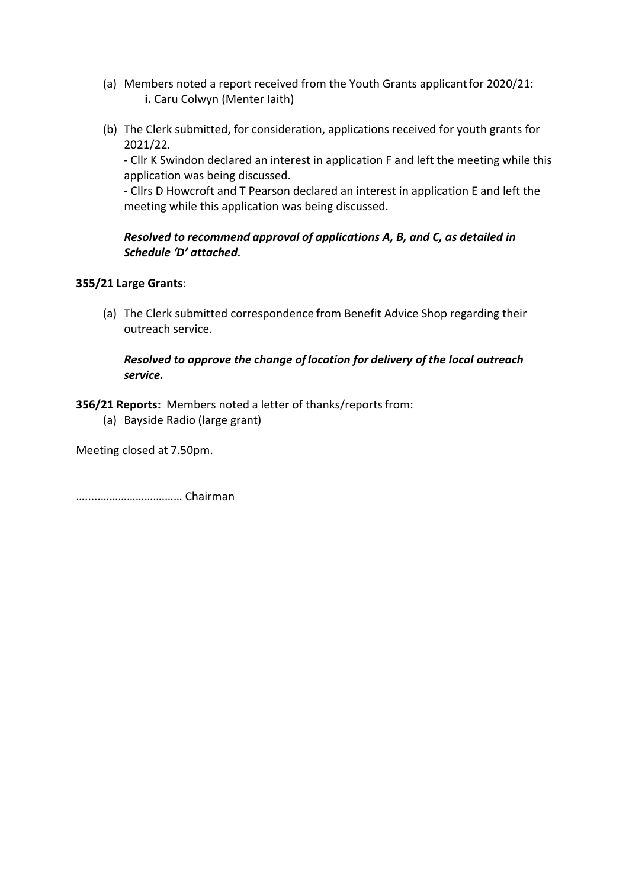(a) Members noted a report received from the Youth Grants applicant for 2020/21:
   **i.** Caru Colwyn (Menter Iaith)

(b) The Clerk submitted, for consideration, applications received for youth grants for 2021/22.
   - Cllr K Swindon declared an interest in application F and left the meeting while this application was being discussed.
   - Cllrs D Howcroft and T Pearson declared an interest in application E and left the meeting while this application was being discussed.

   ***Resolved to recommend approval of applications A, B, and C, as detailed in Schedule 'D' attached.***

**355/21 Large Grants**:

(a) The Clerk submitted correspondence from Benefit Advice Shop regarding their outreach service.

   ***Resolved to approve the change of location for delivery of the local outreach service.***

**356/21 Reports:** Members noted a letter of thanks/reports from:

(a) Bayside Radio (large grant)

Meeting closed at 7.50pm.

……………………………… Chairman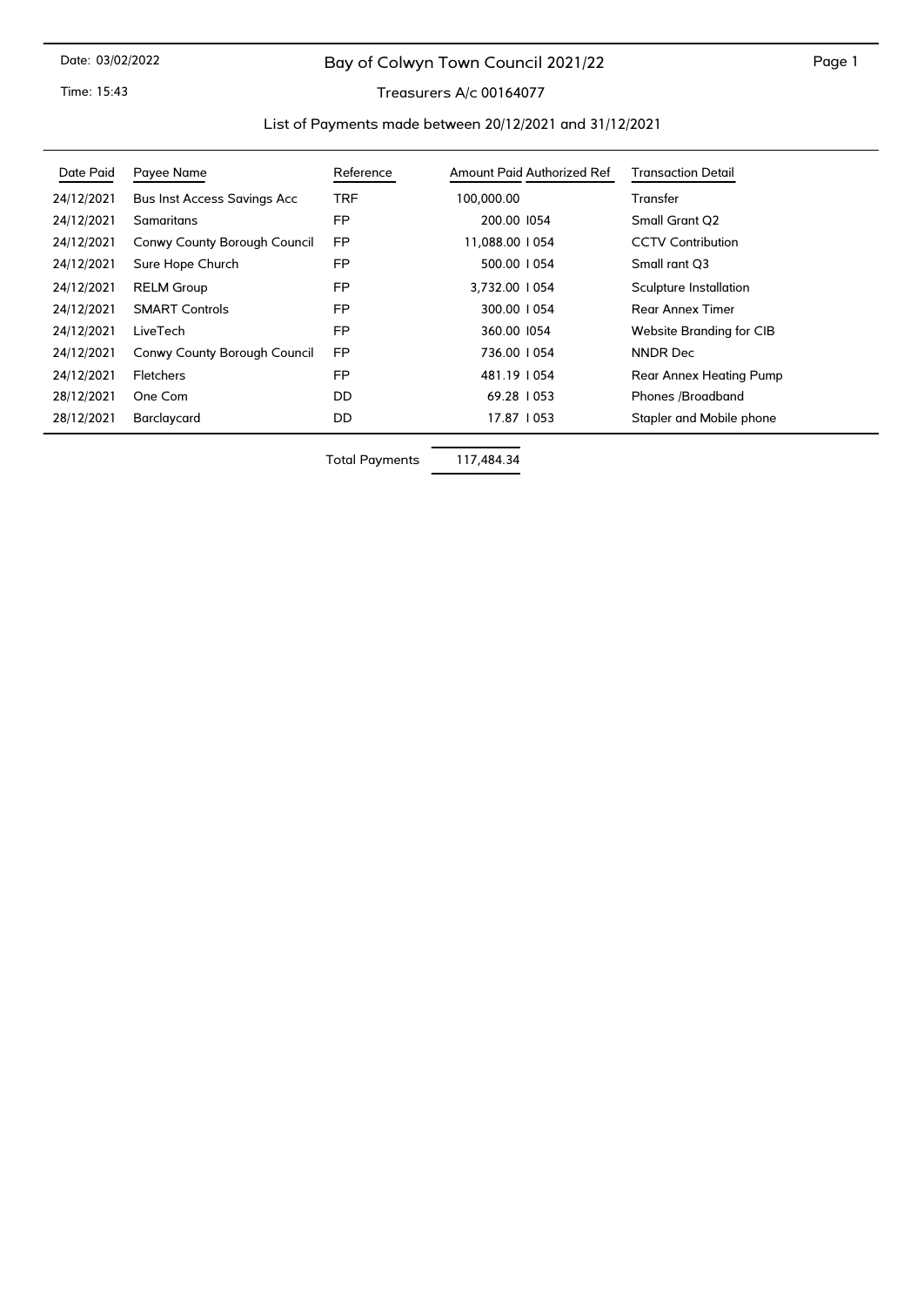Date: 03/02/2022

Time: 15:43

# Bay of Colwyn Town Council 2021/22

## Treasurers A/c 00164077

### List of Payments made between 20/12/2021 and 31/12/2021

| Date Paid | Payee Name | Reference | Amount Paid | Authorized Ref | Transaction Detail |
|---|---|---|---|---|---|
| 24/12/2021 | Bus Inst Access Savings Acc | TRF | 100,000.00 | | Transfer |
| 24/12/2021 | Samaritans | FP | 200.00 | I054 | Small Grant Q2 |
| 24/12/2021 | Conwy County Borough Council | FP | 11,088.00 | I 054 | CCTV Contribution |
| 24/12/2021 | Sure Hope Church | FP | 500.00 | I 054 | Small rant Q3 |
| 24/12/2021 | RELM Group | FP | 3,732.00 | I 054 | Sculpture Installation |
| 24/12/2021 | SMART Controls | FP | 300.00 | I 054 | Rear Annex Timer |
| 24/12/2021 | LiveTech | FP | 360.00 | I054 | Website Branding for CIB |
| 24/12/2021 | Conwy County Borough Council | FP | 736.00 | I 054 | NNDR Dec |
| 24/12/2021 | Fletchers | FP | 481.19 | I 054 | Rear Annex Heating Pump |
| 28/12/2021 | One Com | DD | 69.28 | I 053 | Phones /Broadband |
| 28/12/2021 | Barclaycard | DD | 17.87 | I 053 | Stapler and Mobile phone |

Total Payments 117,484.34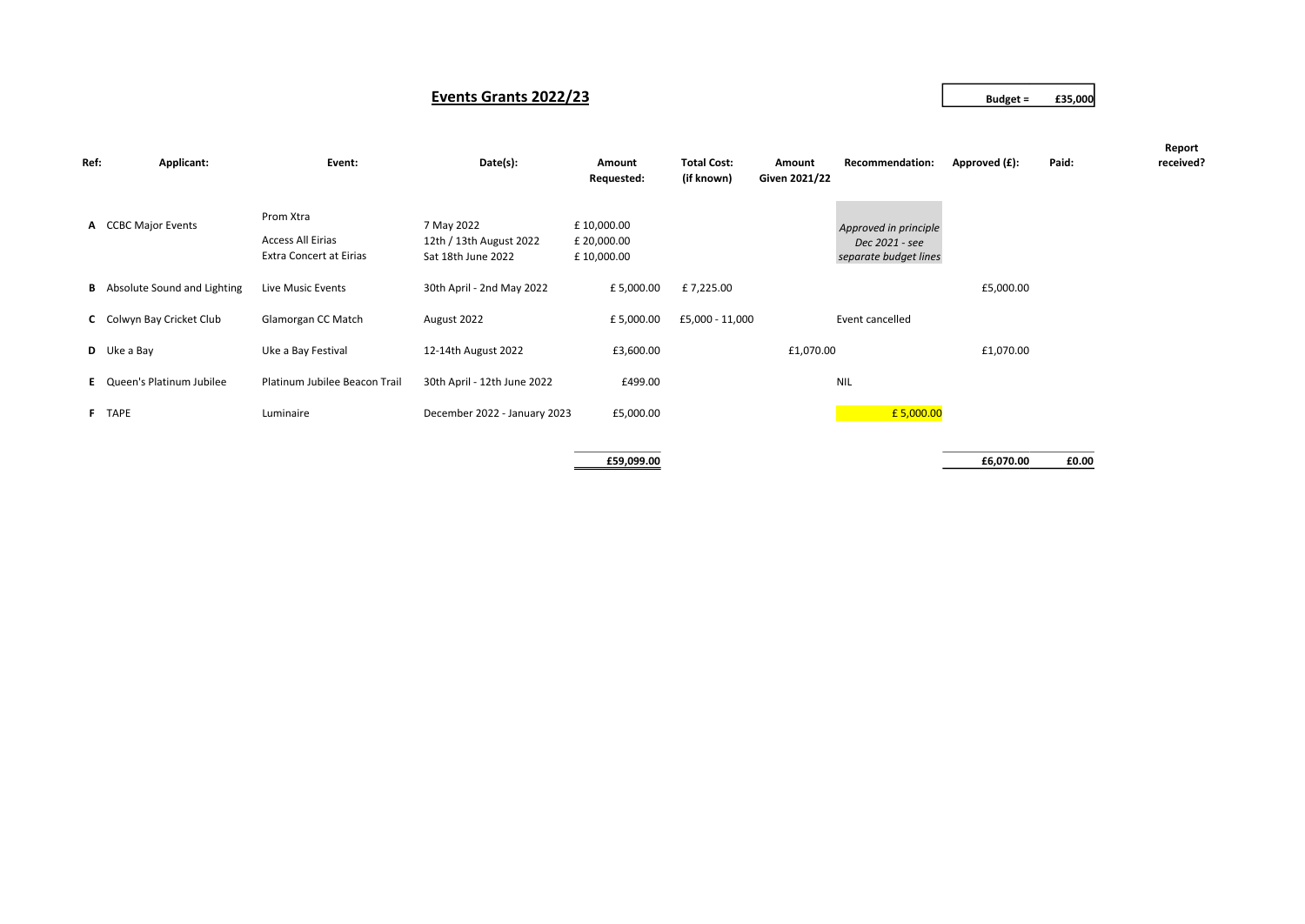# Events Grants 2022/23

**Budget = £35,000**

| Ref: | Applicant: | Event: | Date(s): | Amount Requested: | Total Cost: (if known) | Amount Given 2021/22 | Recommendation: | Approved (£): | Paid: | Report received? |
|---|---|---|---|---|---|---|---|---|---|---|
| **A** | CCBC Major Events | Prom Xtra<br>Access All Eirias<br>Extra Concert at Eirias | 7 May 2022<br>12th / 13th August 2022<br>Sat 18th June 2022 | £ 10,000.00<br>£ 20,000.00<br>£ 10,000.00 | | | *Approved in principle Dec 2021 - see separate budget lines* | | | |
| **B** | Absolute Sound and Lighting | Live Music Events | 30th April - 2nd May 2022 | £ 5,000.00 | £ 7,225.00 | | | £5,000.00 | | |
| **C** | Colwyn Bay Cricket Club | Glamorgan CC Match | August 2022 | £ 5,000.00 | £5,000 - 11,000 | | Event cancelled | | | |
| **D** | Uke a Bay | Uke a Bay Festival | 12-14th August 2022 | £3,600.00 | | £1,070.00 | | £1,070.00 | | |
| **E** | Queen's Platinum Jubilee | Platinum Jubilee Beacon Trail | 30th April - 12th June 2022 | £499.00 | | | NIL | | | |
| **F** | TAPE | Luminaire | December 2022 - January 2023 | £5,000.00 | | | £ 5,000.00 | | | |
| | | | | **£59,099.00** | | | | **£6,070.00** | **£0.00** | |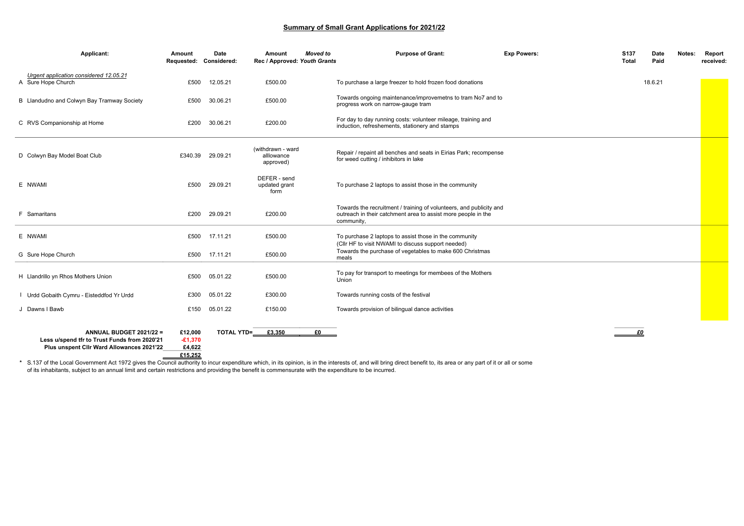## Summary of Small Grant Applications for 2021/22

| Applicant: | Amount Requested: | Date Considered: | Amount Rec / Approved: | Moved to Youth Grants | Purpose of Grant: | Exp Powers: | S137 Total | Date Paid | Notes: | Report received: |
|---|---|---|---|---|---|---|---|---|---|---|
| *Urgent application considered 12.05.21* | | | | | | | | | | |
| A Sure Hope Church | £500 | 12.05.21 | £500.00 | | To purchase a large freezer to hold frozen food donations | | | 18.6.21 | | |
| B Llandudno and Colwyn Bay Tramway Society | £500 | 30.06.21 | £500.00 | | Towards ongoing maintenance/improvemetns to tram No7 and to progress work on narrow-gauge tram | | | | | |
| C RVS Companionship at Home | £200 | 30.06.21 | £200.00 | | For day to day running costs: volunteer mileage, training and induction, refreshements, stationery and stamps | | | | | |
| D Colwyn Bay Model Boat Club | £340.39 | 29.09.21 | (withdrawn - ward alllowance approved) | | Repair / repaint all benches and seats in Eirias Park; recompense for weed cutting / inhibitors in lake | | | | | |
| E NWAMI | £500 | 29.09.21 | DEFER - send updated grant form | | To purchase 2 laptops to assist those in the community | | | | | |
| F Samaritans | £200 | 29.09.21 | £200.00 | | Towards the recruitment / training of volunteers, and publicity and outreach in their catchment area to assist more people in the community, | | | | | |
| E NWAMI | £500 | 17.11.21 | £500.00 | | To purchase 2 laptops to assist those in the community (Cllr HF to visit NWAMI to discuss support needed) | | | | | |
| G Sure Hope Church | £500 | 17.11.21 | £500.00 | | Towards the purchase of vegetables to make 600 Christmas meals | | | | | |
| H Llandrillo yn Rhos Mothers Union | £500 | 05.01.22 | £500.00 | | To pay for transport to meetings for membees of the Mothers Union | | | | | |
| I Urdd Gobaith Cymru - Eisteddfod Yr Urdd | £300 | 05.01.22 | £300.00 | | Towards running costs of the festival | | | | | |
| J Dawns I Bawb | £150 | 05.01.22 | £150.00 | | Towards provision of bilingual dance activities | | | | | |
| **ANNUAL BUDGET 2021/22 =** | **£12,000** | **TOTAL YTD=** | **£3,350** | **£0** | | | ***£0*** | | | |
| **Less u/spend tfr to Trust Funds from 2020'21** | **-£1,370** | | | | | | | | | |
| **Plus unspent Cllr Ward Allowances 2021'22** | **£4,622** | | | | | | | | | |
| | **£15,252** | | | | | | | | | |

\* S.137 of the Local Government Act 1972 gives the Council authority to incur expenditure which, in its opinion, is in the interests of, and will bring direct benefit to, its area or any part of it or all or some of its inhabitants, subject to an annual limit and certain restrictions and providing the benefit is commensurate with the expenditure to be incurred.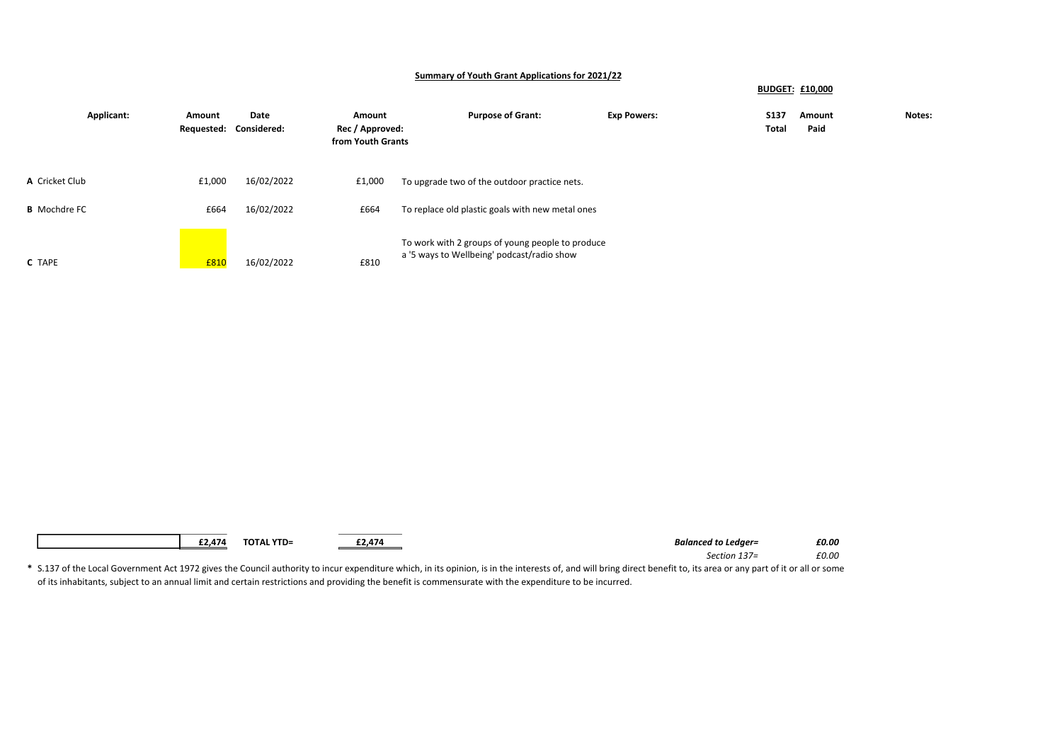**Summary of Youth Grant Applications for 2021/22**

**BUDGET: £10,000**

| | Applicant: | Amount Requested: | Date Considered: | Amount Rec / Approved: from Youth Grants | Purpose of Grant: | Exp Powers: | S137 Total | Amount Paid | Notes: |
|---|---|---|---|---|---|---|---|---|---|
| **A** | Cricket Club | £1,000 | 16/02/2022 | £1,000 | To upgrade two of the outdoor practice nets. | | | | |
| **B** | Mochdre FC | £664 | 16/02/2022 | £664 | To replace old plastic goals with new metal ones | | | | |
| **C** | TAPE | £810 | 16/02/2022 | £810 | To work with 2 groups of young people to produce a '5 ways to Wellbeing' podcast/radio show | | | | |
| | | **£2,474** | **TOTAL YTD=** | **£2,474** | | | | | |

*Balanced to Ledger=* ***£0.00***

*Section 137=* *£0.00*

**\*** S.137 of the Local Government Act 1972 gives the Council authority to incur expenditure which, in its opinion, is in the interests of, and will bring direct benefit to, its area or any part of it or all or some of its inhabitants, subject to an annual limit and certain restrictions and providing the benefit is commensurate with the expenditure to be incurred.